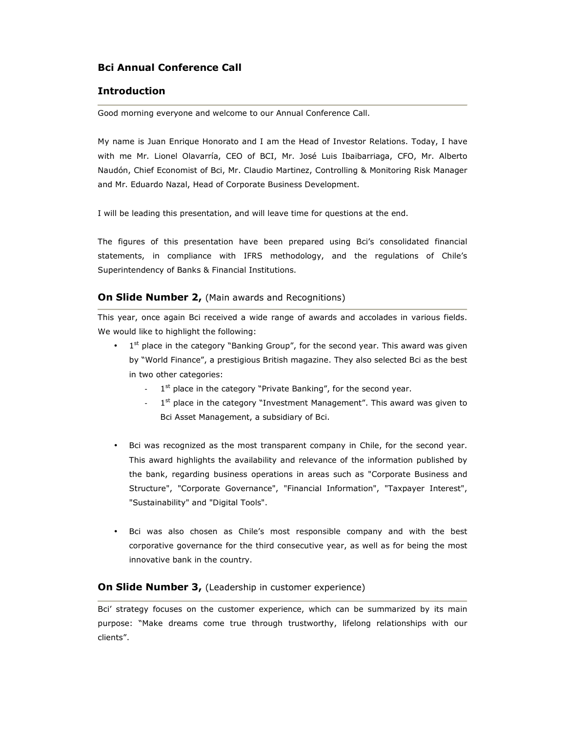# Bci Annual Conference Call

## Introduction

Good morning everyone and welcome to our Annual Conference Call.

My name is Juan Enrique Honorato and I am the Head of Investor Relations. Today, I have with me Mr. Lionel Olavarría, CEO of BCI, Mr. José Luis Ibaibarriaga, CFO, Mr. Alberto Naudón, Chief Economist of Bci, Mr. Claudio Martinez, Controlling & Monitoring Risk Manager and Mr. Eduardo Nazal, Head of Corporate Business Development.

I will be leading this presentation, and will leave time for questions at the end.

The figures of this presentation have been prepared using Bci's consolidated financial statements, in compliance with IFRS methodology, and the regulations of Chile's Superintendency of Banks & Financial Institutions.

## **On Slide Number 2,** (Main awards and Recognitions)

This year, once again Bci received a wide range of awards and accolades in various fields. We would like to highlight the following:

- 1st place in the category "Banking Group", for the second year. This award was given by "World Finance", a prestigious British magazine. They also selected Bci as the best in two other categories:
  - 1st place in the category "Private Banking", for the second year.
  - 1st place in the category "Investment Management". This award was given to Bci Asset Management, a subsidiary of Bci.

- Bci was recognized as the most transparent company in Chile, for the second year. This award highlights the availability and relevance of the information published by the bank, regarding business operations in areas such as "Corporate Business and Structure", "Corporate Governance", "Financial Information", "Taxpayer Interest", "Sustainability" and "Digital Tools".

- Bci was also chosen as Chile's most responsible company and with the best corporative governance for the third consecutive year, as well as for being the most innovative bank in the country.

## **On Slide Number 3,** (Leadership in customer experience)

Bci' strategy focuses on the customer experience, which can be summarized by its main purpose: "Make dreams come true through trustworthy, lifelong relationships with our clients".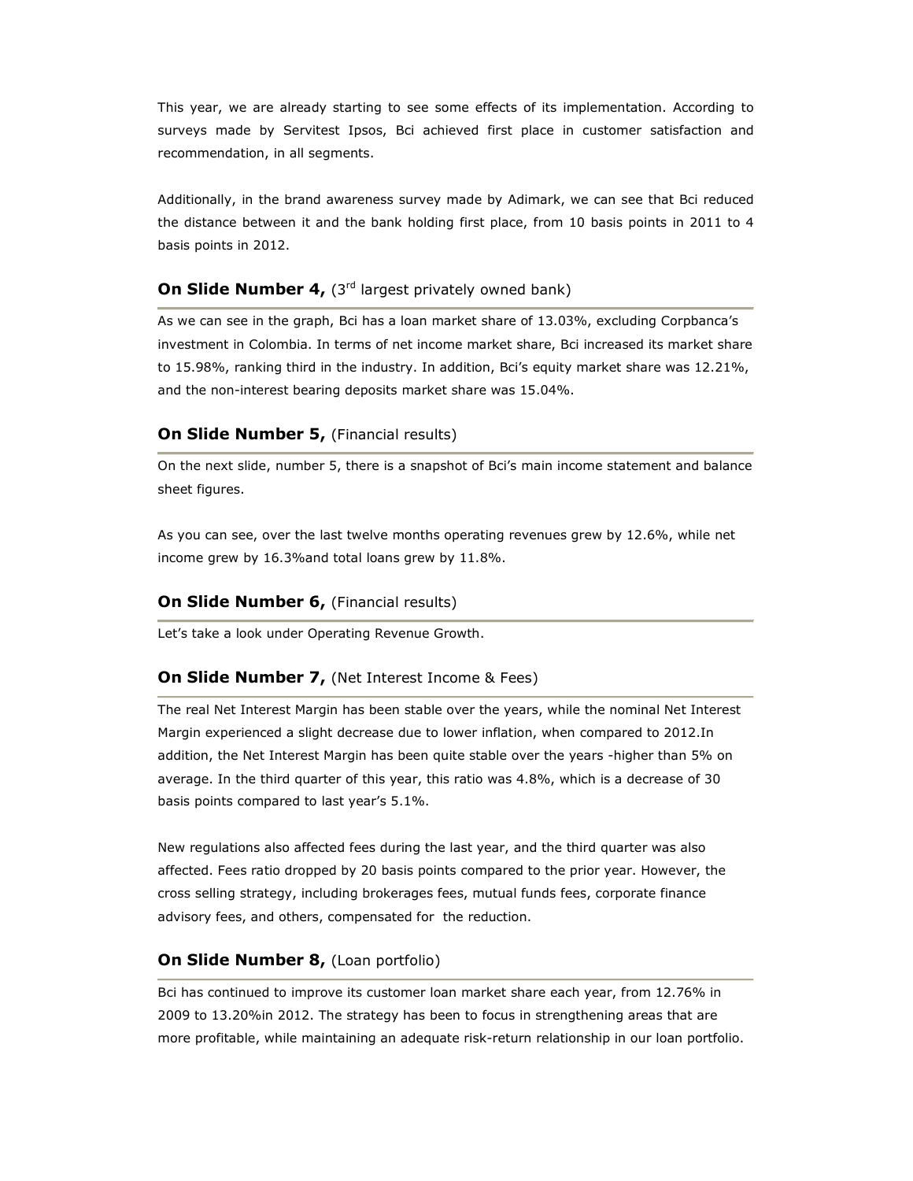This year, we are already starting to see some effects of its implementation. According to surveys made by Servitest Ipsos, Bci achieved first place in customer satisfaction and recommendation, in all segments.

Additionally, in the brand awareness survey made by Adimark, we can see that Bci reduced the distance between it and the bank holding first place, from 10 basis points in 2011 to 4 basis points in 2012.

## **On Slide Number 4,** (3rd largest privately owned bank)

As we can see in the graph, Bci has a loan market share of 13.03%, excluding Corpbanca's investment in Colombia. In terms of net income market share, Bci increased its market share to 15.98%, ranking third in the industry. In addition, Bci's equity market share was 12.21%, and the non-interest bearing deposits market share was 15.04%.

## **On Slide Number 5,** (Financial results)

On the next slide, number 5, there is a snapshot of Bci's main income statement and balance sheet figures.

As you can see, over the last twelve months operating revenues grew by 12.6%, while net income grew by 16.3%and total loans grew by 11.8%.

## **On Slide Number 6,** (Financial results)

Let's take a look under Operating Revenue Growth.

## **On Slide Number 7,** (Net Interest Income & Fees)

The real Net Interest Margin has been stable over the years, while the nominal Net Interest Margin experienced a slight decrease due to lower inflation, when compared to 2012.In addition, the Net Interest Margin has been quite stable over the years -higher than 5% on average. In the third quarter of this year, this ratio was 4.8%, which is a decrease of 30 basis points compared to last year's 5.1%.

New regulations also affected fees during the last year, and the third quarter was also affected. Fees ratio dropped by 20 basis points compared to the prior year. However, the cross selling strategy, including brokerages fees, mutual funds fees, corporate finance advisory fees, and others, compensated for the reduction.

## **On Slide Number 8,** (Loan portfolio)

Bci has continued to improve its customer loan market share each year, from 12.76% in 2009 to 13.20%in 2012. The strategy has been to focus in strengthening areas that are more profitable, while maintaining an adequate risk-return relationship in our loan portfolio.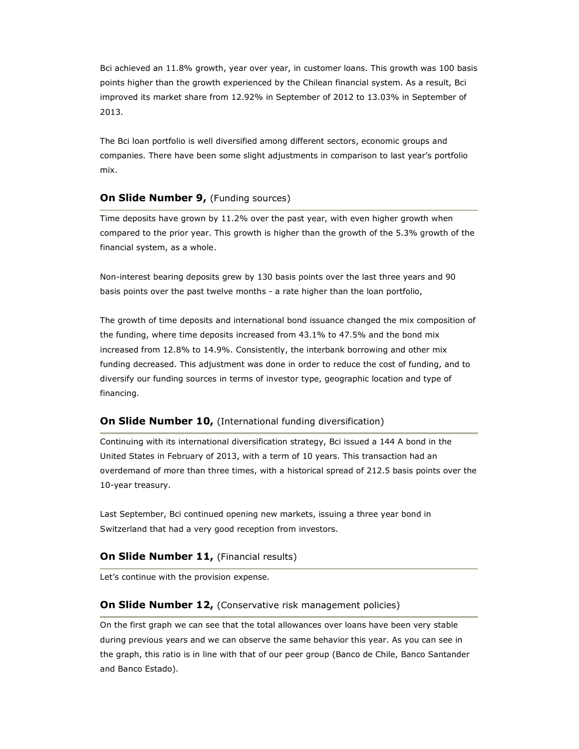Bci achieved an 11.8% growth, year over year, in customer loans. This growth was 100 basis points higher than the growth experienced by the Chilean financial system. As a result, Bci improved its market share from 12.92% in September of 2012 to 13.03% in September of 2013.

The Bci loan portfolio is well diversified among different sectors, economic groups and companies. There have been some slight adjustments in comparison to last year's portfolio mix.

### **On Slide Number 9,** (Funding sources)

Time deposits have grown by 11.2% over the past year, with even higher growth when compared to the prior year. This growth is higher than the growth of the 5.3% growth of the financial system, as a whole.

Non-interest bearing deposits grew by 130 basis points over the last three years and 90 basis points over the past twelve months - a rate higher than the loan portfolio,

The growth of time deposits and international bond issuance changed the mix composition of the funding, where time deposits increased from 43.1% to 47.5% and the bond mix increased from 12.8% to 14.9%. Consistently, the interbank borrowing and other mix funding decreased. This adjustment was done in order to reduce the cost of funding, and to diversify our funding sources in terms of investor type, geographic location and type of financing.

### **On Slide Number 10,** (International funding diversification)

Continuing with its international diversification strategy, Bci issued a 144 A bond in the United States in February of 2013, with a term of 10 years. This transaction had an overdemand of more than three times, with a historical spread of 212.5 basis points over the 10-year treasury.

Last September, Bci continued opening new markets, issuing a three year bond in Switzerland that had a very good reception from investors.

### **On Slide Number 11,** (Financial results)

Let's continue with the provision expense.

### **On Slide Number 12,** (Conservative risk management policies)

On the first graph we can see that the total allowances over loans have been very stable during previous years and we can observe the same behavior this year. As you can see in the graph, this ratio is in line with that of our peer group (Banco de Chile, Banco Santander and Banco Estado).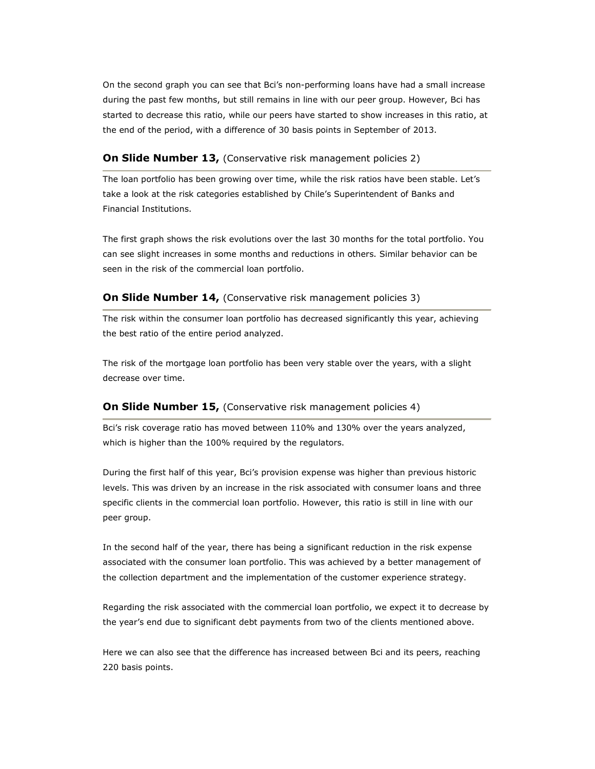On the second graph you can see that Bci's non-performing loans have had a small increase during the past few months, but still remains in line with our peer group. However, Bci has started to decrease this ratio, while our peers have started to show increases in this ratio, at the end of the period, with a difference of 30 basis points in September of 2013.

### **On Slide Number 13,** (Conservative risk management policies 2)

The loan portfolio has been growing over time, while the risk ratios have been stable. Let's take a look at the risk categories established by Chile's Superintendent of Banks and Financial Institutions.

The first graph shows the risk evolutions over the last 30 months for the total portfolio. You can see slight increases in some months and reductions in others. Similar behavior can be seen in the risk of the commercial loan portfolio.

### **On Slide Number 14,** (Conservative risk management policies 3)

The risk within the consumer loan portfolio has decreased significantly this year, achieving the best ratio of the entire period analyzed.

The risk of the mortgage loan portfolio has been very stable over the years, with a slight decrease over time.

### **On Slide Number 15,** (Conservative risk management policies 4)

Bci's risk coverage ratio has moved between 110% and 130% over the years analyzed, which is higher than the 100% required by the regulators.

During the first half of this year, Bci's provision expense was higher than previous historic levels. This was driven by an increase in the risk associated with consumer loans and three specific clients in the commercial loan portfolio. However, this ratio is still in line with our peer group.

In the second half of the year, there has being a significant reduction in the risk expense associated with the consumer loan portfolio. This was achieved by a better management of the collection department and the implementation of the customer experience strategy.

Regarding the risk associated with the commercial loan portfolio, we expect it to decrease by the year's end due to significant debt payments from two of the clients mentioned above.

Here we can also see that the difference has increased between Bci and its peers, reaching 220 basis points.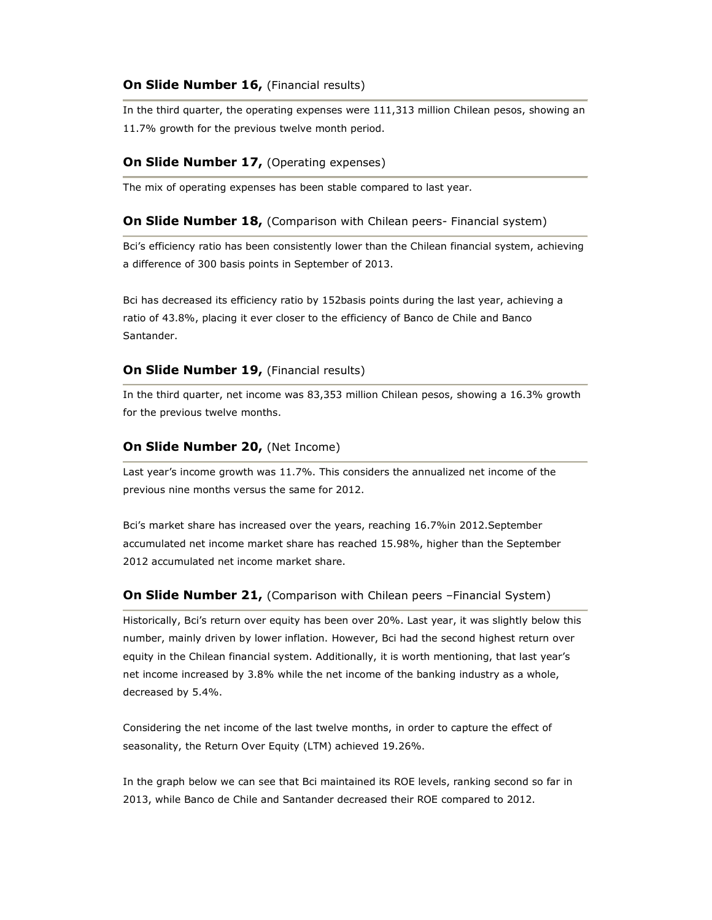### **On Slide Number 16,** (Financial results)

In the third quarter, the operating expenses were 111,313 million Chilean pesos, showing an 11.7% growth for the previous twelve month period.

### **On Slide Number 17,** (Operating expenses)

The mix of operating expenses has been stable compared to last year.

### **On Slide Number 18,** (Comparison with Chilean peers- Financial system)

Bci's efficiency ratio has been consistently lower than the Chilean financial system, achieving a difference of 300 basis points in September of 2013.

Bci has decreased its efficiency ratio by 152basis points during the last year, achieving a ratio of 43.8%, placing it ever closer to the efficiency of Banco de Chile and Banco Santander.

### **On Slide Number 19,** (Financial results)

In the third quarter, net income was 83,353 million Chilean pesos, showing a 16.3% growth for the previous twelve months.

### **On Slide Number 20,** (Net Income)

Last year's income growth was 11.7%. This considers the annualized net income of the previous nine months versus the same for 2012.

Bci's market share has increased over the years, reaching 16.7%in 2012.September accumulated net income market share has reached 15.98%, higher than the September 2012 accumulated net income market share.

### **On Slide Number 21,** (Comparison with Chilean peers –Financial System)

Historically, Bci's return over equity has been over 20%. Last year, it was slightly below this number, mainly driven by lower inflation. However, Bci had the second highest return over equity in the Chilean financial system. Additionally, it is worth mentioning, that last year's net income increased by 3.8% while the net income of the banking industry as a whole, decreased by 5.4%.

Considering the net income of the last twelve months, in order to capture the effect of seasonality, the Return Over Equity (LTM) achieved 19.26%.

In the graph below we can see that Bci maintained its ROE levels, ranking second so far in 2013, while Banco de Chile and Santander decreased their ROE compared to 2012.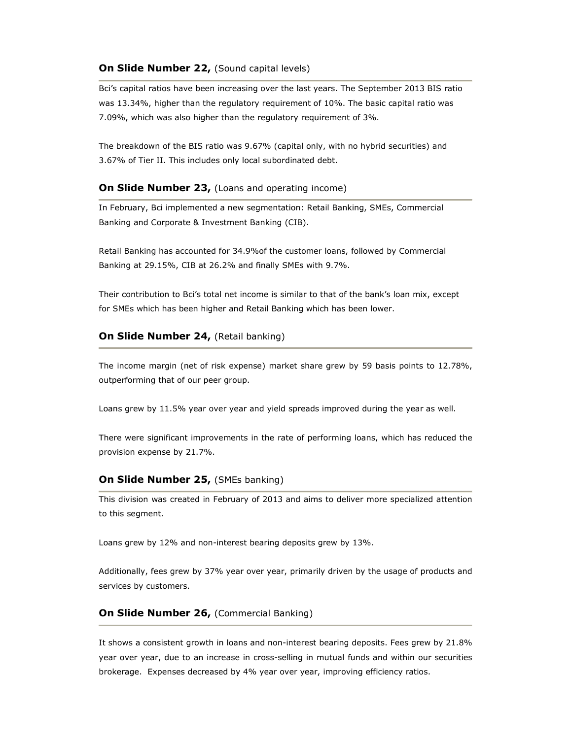**On Slide Number 22,** (Sound capital levels)

Bci's capital ratios have been increasing over the last years. The September 2013 BIS ratio was 13.34%, higher than the regulatory requirement of 10%. The basic capital ratio was 7.09%, which was also higher than the regulatory requirement of 3%.

The breakdown of the BIS ratio was 9.67% (capital only, with no hybrid securities) and 3.67% of Tier II. This includes only local subordinated debt.

**On Slide Number 23,** (Loans and operating income)

In February, Bci implemented a new segmentation: Retail Banking, SMEs, Commercial Banking and Corporate & Investment Banking (CIB).

Retail Banking has accounted for 34.9%of the customer loans, followed by Commercial Banking at 29.15%, CIB at 26.2% and finally SMEs with 9.7%.

Their contribution to Bci's total net income is similar to that of the bank's loan mix, except for SMEs which has been higher and Retail Banking which has been lower.

**On Slide Number 24,** (Retail banking)

The income margin (net of risk expense) market share grew by 59 basis points to 12.78%, outperforming that of our peer group.

Loans grew by 11.5% year over year and yield spreads improved during the year as well.

There were significant improvements in the rate of performing loans, which has reduced the provision expense by 21.7%.

**On Slide Number 25,** (SMEs banking)

This division was created in February of 2013 and aims to deliver more specialized attention to this segment.

Loans grew by 12% and non-interest bearing deposits grew by 13%.

Additionally, fees grew by 37% year over year, primarily driven by the usage of products and services by customers.

**On Slide Number 26,** (Commercial Banking)

It shows a consistent growth in loans and non-interest bearing deposits. Fees grew by 21.8% year over year, due to an increase in cross-selling in mutual funds and within our securities brokerage. Expenses decreased by 4% year over year, improving efficiency ratios.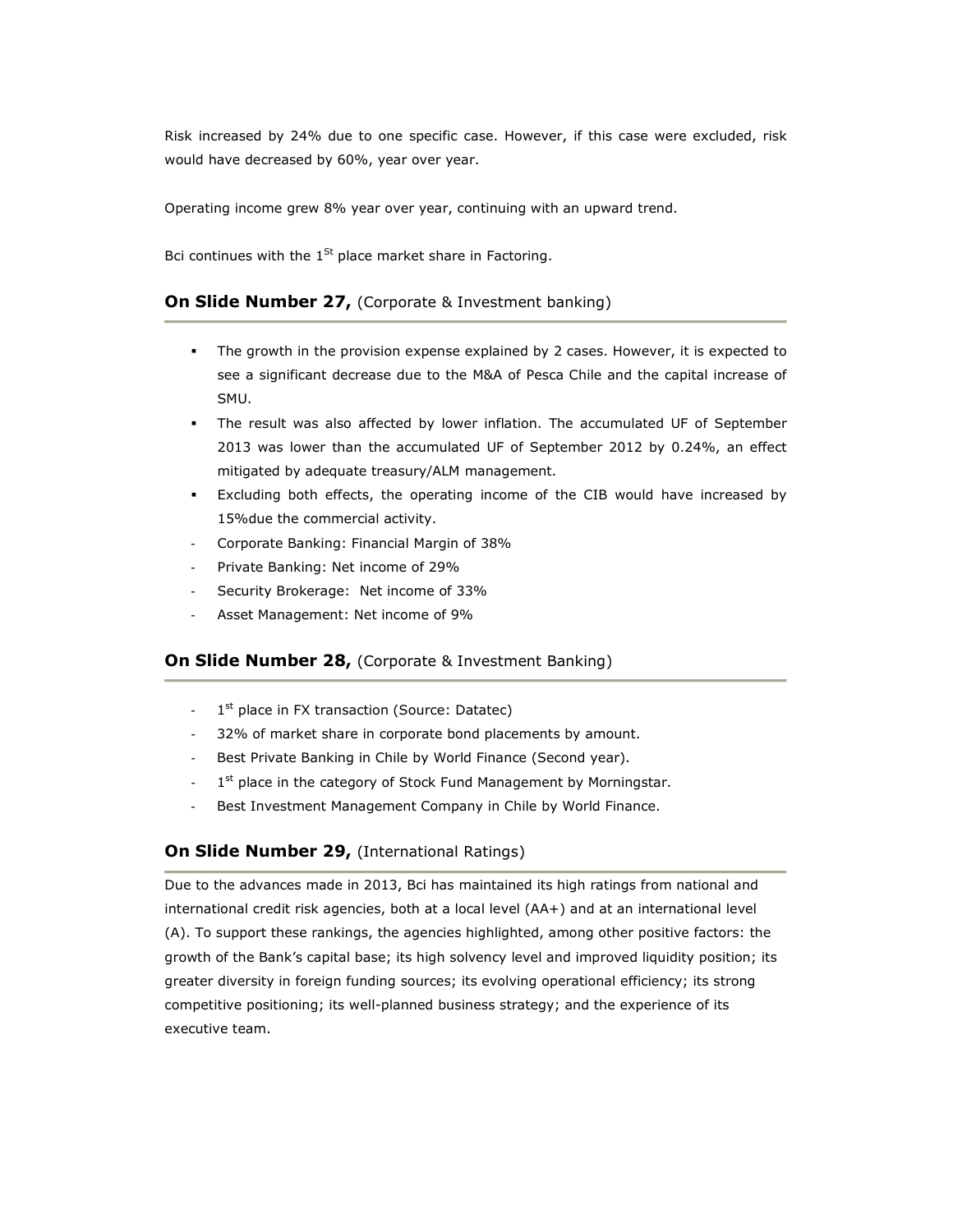Risk increased by 24% due to one specific case. However, if this case were excluded, risk would have decreased by 60%, year over year.

Operating income grew 8% year over year, continuing with an upward trend.

Bci continues with the 1st place market share in Factoring.

### **On Slide Number 27,** (Corporate & Investment banking)

- The growth in the provision expense explained by 2 cases. However, it is expected to see a significant decrease due to the M&A of Pesca Chile and the capital increase of SMU.
- The result was also affected by lower inflation. The accumulated UF of September 2013 was lower than the accumulated UF of September 2012 by 0.24%, an effect mitigated by adequate treasury/ALM management.
- Excluding both effects, the operating income of the CIB would have increased by 15%due the commercial activity.
- Corporate Banking: Financial Margin of 38%
- Private Banking: Net income of 29%
- Security Brokerage: Net income of 33%
- Asset Management: Net income of 9%

### **On Slide Number 28,** (Corporate & Investment Banking)

- 1st place in FX transaction (Source: Datatec)
- 32% of market share in corporate bond placements by amount.
- Best Private Banking in Chile by World Finance (Second year).
- 1st place in the category of Stock Fund Management by Morningstar.
- Best Investment Management Company in Chile by World Finance.

### **On Slide Number 29,** (International Ratings)

Due to the advances made in 2013, Bci has maintained its high ratings from national and international credit risk agencies, both at a local level (AA+) and at an international level (A). To support these rankings, the agencies highlighted, among other positive factors: the growth of the Bank's capital base; its high solvency level and improved liquidity position; its greater diversity in foreign funding sources; its evolving operational efficiency; its strong competitive positioning; its well-planned business strategy; and the experience of its executive team.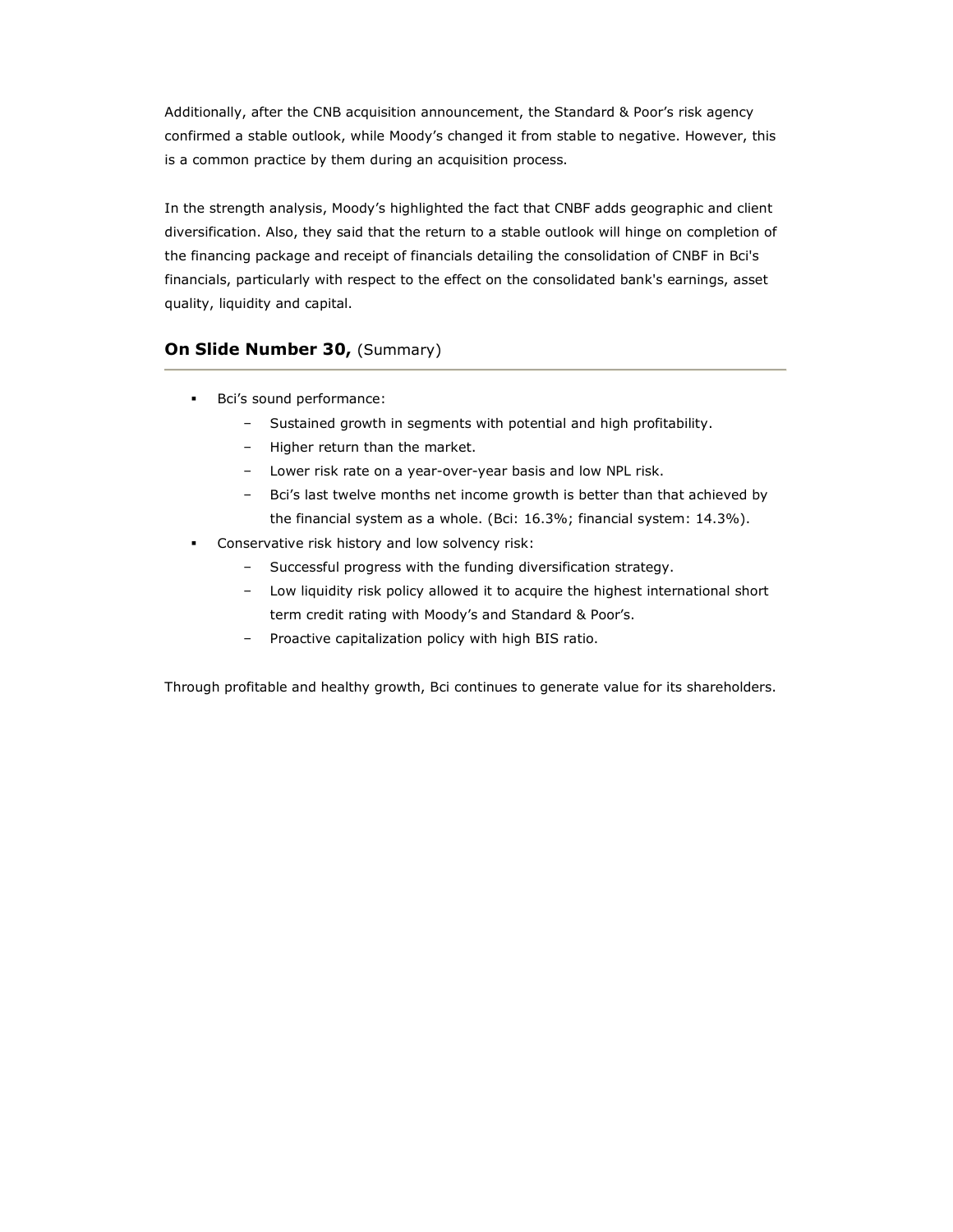Additionally, after the CNB acquisition announcement, the Standard & Poor's risk agency confirmed a stable outlook, while Moody's changed it from stable to negative. However, this is a common practice by them during an acquisition process.

In the strength analysis, Moody's highlighted the fact that CNBF adds geographic and client diversification. Also, they said that the return to a stable outlook will hinge on completion of the financing package and receipt of financials detailing the consolidation of CNBF in Bci's financials, particularly with respect to the effect on the consolidated bank's earnings, asset quality, liquidity and capital.

## **On Slide Number 30,** (Summary)

- Bci's sound performance:
  - Sustained growth in segments with potential and high profitability.
  - Higher return than the market.
  - Lower risk rate on a year-over-year basis and low NPL risk.
  - Bci's last twelve months net income growth is better than that achieved by the financial system as a whole. (Bci: 16.3%; financial system: 14.3%).
- Conservative risk history and low solvency risk:
  - Successful progress with the funding diversification strategy.
  - Low liquidity risk policy allowed it to acquire the highest international short term credit rating with Moody's and Standard & Poor's.
  - Proactive capitalization policy with high BIS ratio.

Through profitable and healthy growth, Bci continues to generate value for its shareholders.